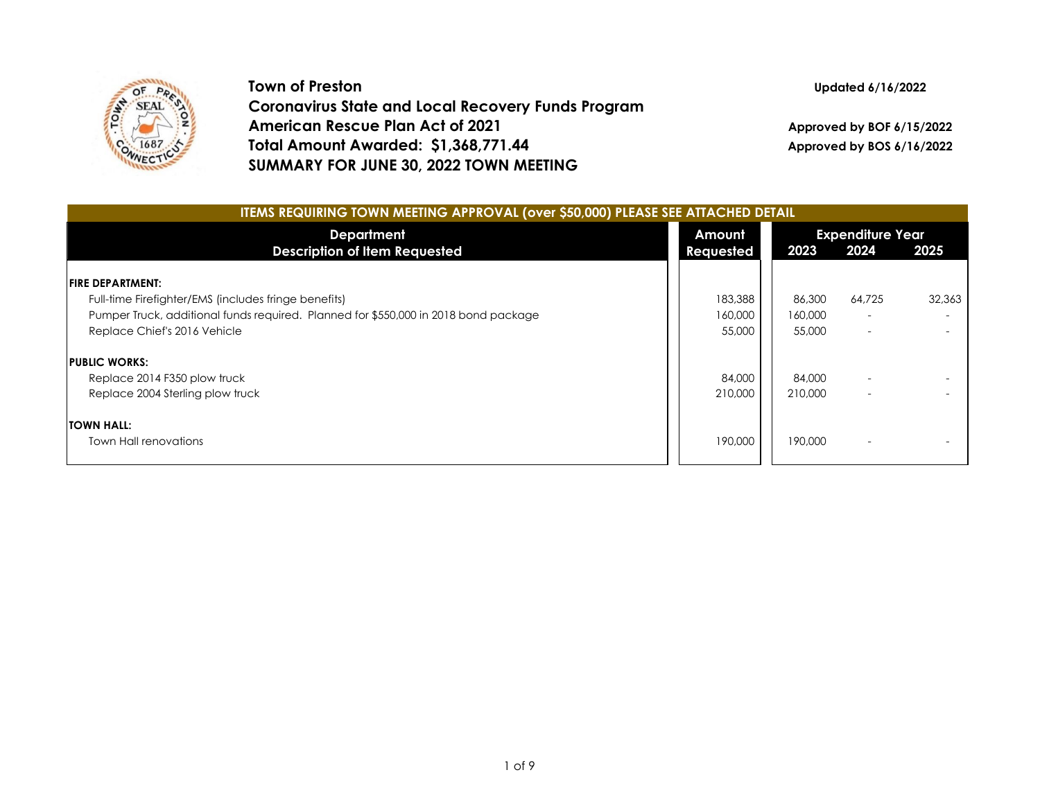**Town of Preston**
**Coronavirus State and Local Recovery Funds Program**
**American Rescue Plan Act of 2021**
**Total Amount Awarded: $1,368,771.44**
**SUMMARY FOR JUNE 30, 2022 TOWN MEETING**

**Updated 6/16/2022**

**Approved by BOF 6/15/2022**
**Approved by BOS 6/16/2022**

**ITEMS REQUIRING TOWN MEETING APPROVAL (over $50,000) PLEASE SEE ATTACHED DETAIL**

| Department<br>Description of Item Requested | Amount Requested | Expenditure Year 2023 | 2024 | 2025 |
|---|---|---|---|---|
| **FIRE DEPARTMENT:** | | | | |
| Full-time Firefighter/EMS (includes fringe benefits) | 183,388 | 86,300 | 64,725 | 32,363 |
| Pumper Truck, additional funds required. Planned for $550,000 in 2018 bond package | 160,000 | 160,000 | - | - |
| Replace Chief's 2016 Vehicle | 55,000 | 55,000 | - | - |
| **PUBLIC WORKS:** | | | | |
| Replace 2014 F350 plow truck | 84,000 | 84,000 | - | - |
| Replace 2004 Sterling plow truck | 210,000 | 210,000 | - | - |
| **TOWN HALL:** | | | | |
| Town Hall renovations | 190,000 | 190,000 | - | - |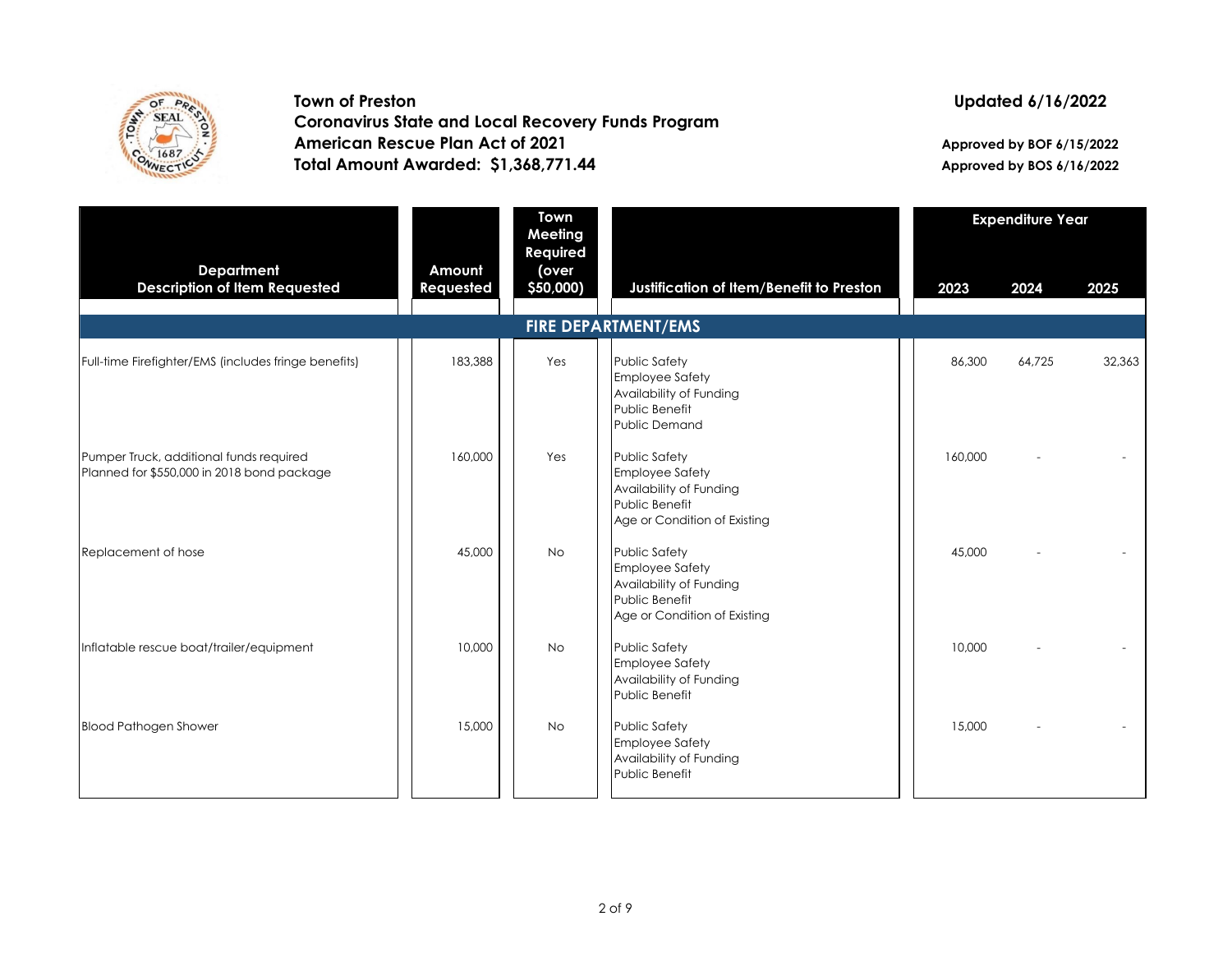**Town of Preston**
**Coronavirus State and Local Recovery Funds Program**
**American Rescue Plan Act of 2021**
**Total Amount Awarded: $1,368,771.44**

**Updated 6/16/2022**

**Approved by BOF 6/15/2022**
**Approved by BOS 6/16/2022**

| Department<br>Description of Item Requested | Amount Requested | Town Meeting Required (over $50,000) | Justification of Item/Benefit to Preston | Expenditure Year | | |
|---|---|---|---|---|---|---|
| | | | | 2023 | 2024 | 2025 |
| **FIRE DEPARTMENT/EMS** | | | | | | |
| Full-time Firefighter/EMS (includes fringe benefits) | 183,388 | Yes | Public Safety<br>Employee Safety<br>Availability of Funding<br>Public Benefit<br>Public Demand | 86,300 | 64,725 | 32,363 |
| Pumper Truck, additional funds required<br>Planned for $550,000 in 2018 bond package | 160,000 | Yes | Public Safety<br>Employee Safety<br>Availability of Funding<br>Public Benefit<br>Age or Condition of Existing | 160,000 | - | - |
| Replacement of hose | 45,000 | No | Public Safety<br>Employee Safety<br>Availability of Funding<br>Public Benefit<br>Age or Condition of Existing | 45,000 | - | - |
| Inflatable rescue boat/trailer/equipment | 10,000 | No | Public Safety<br>Employee Safety<br>Availability of Funding<br>Public Benefit | 10,000 | - | - |
| Blood Pathogen Shower | 15,000 | No | Public Safety<br>Employee Safety<br>Availability of Funding<br>Public Benefit | 15,000 | - | - |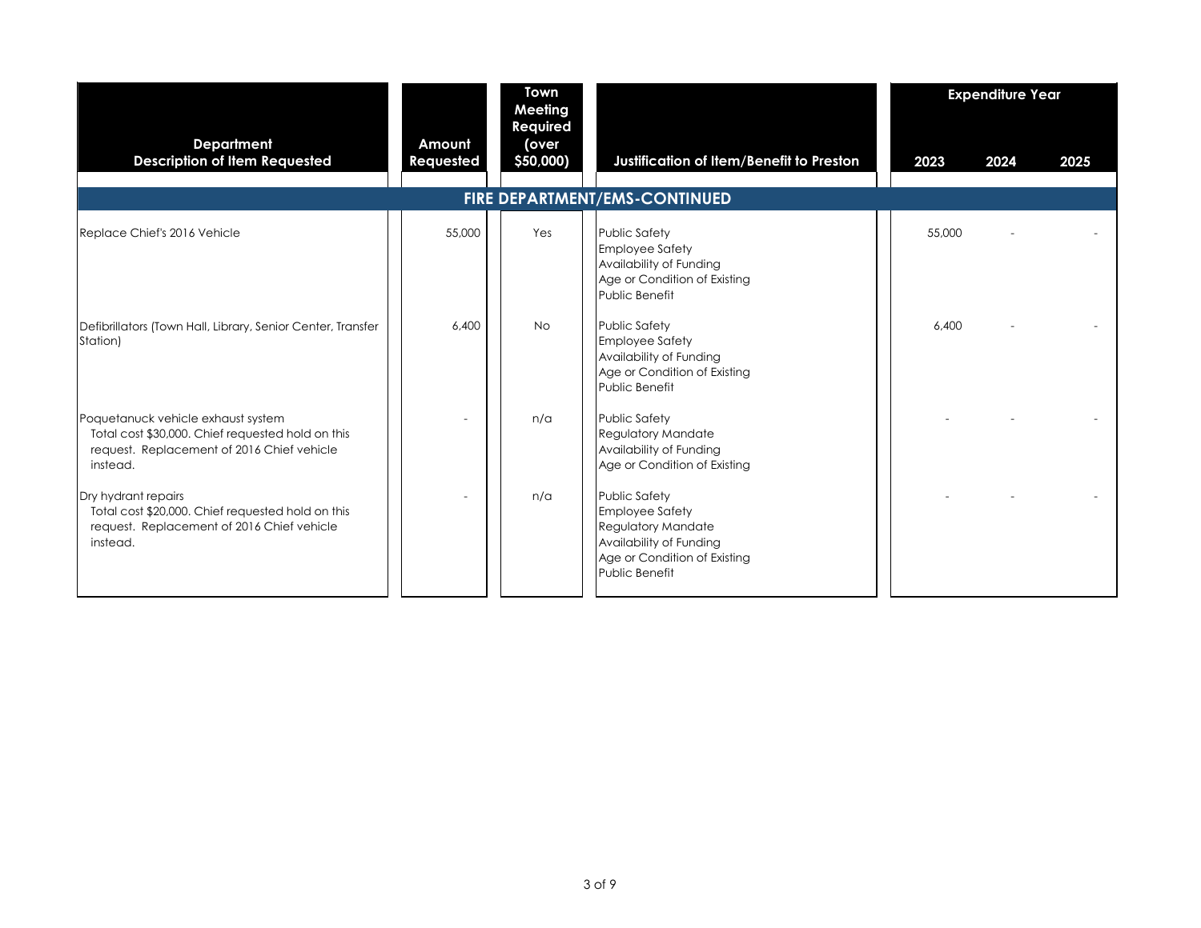| Department<br>Description of Item Requested | Amount Requested | Town Meeting Required (over $50,000) | Justification of Item/Benefit to Preston | Expenditure Year<br>2023 | 2024 | 2025 |
|---|---|---|---|---|---|---|
| **FIRE DEPARTMENT/EMS-CONTINUED** | | | | | | |
| Replace Chief's 2016 Vehicle | 55,000 | Yes | Public Safety<br>Employee Safety<br>Availability of Funding<br>Age or Condition of Existing<br>Public Benefit | 55,000 | - | - |
| Defibrillators (Town Hall, Library, Senior Center, Transfer Station) | 6,400 | No | Public Safety<br>Employee Safety<br>Availability of Funding<br>Age or Condition of Existing<br>Public Benefit | 6,400 | - | - |
| Poquetanuck vehicle exhaust system<br>Total cost $30,000. Chief requested hold on this request. Replacement of 2016 Chief vehicle instead. | - | n/a | Public Safety<br>Regulatory Mandate<br>Availability of Funding<br>Age or Condition of Existing | - | - | - |
| Dry hydrant repairs<br>Total cost $20,000. Chief requested hold on this request. Replacement of 2016 Chief vehicle instead. | - | n/a | Public Safety<br>Employee Safety<br>Regulatory Mandate<br>Availability of Funding<br>Age or Condition of Existing<br>Public Benefit | - | - | - |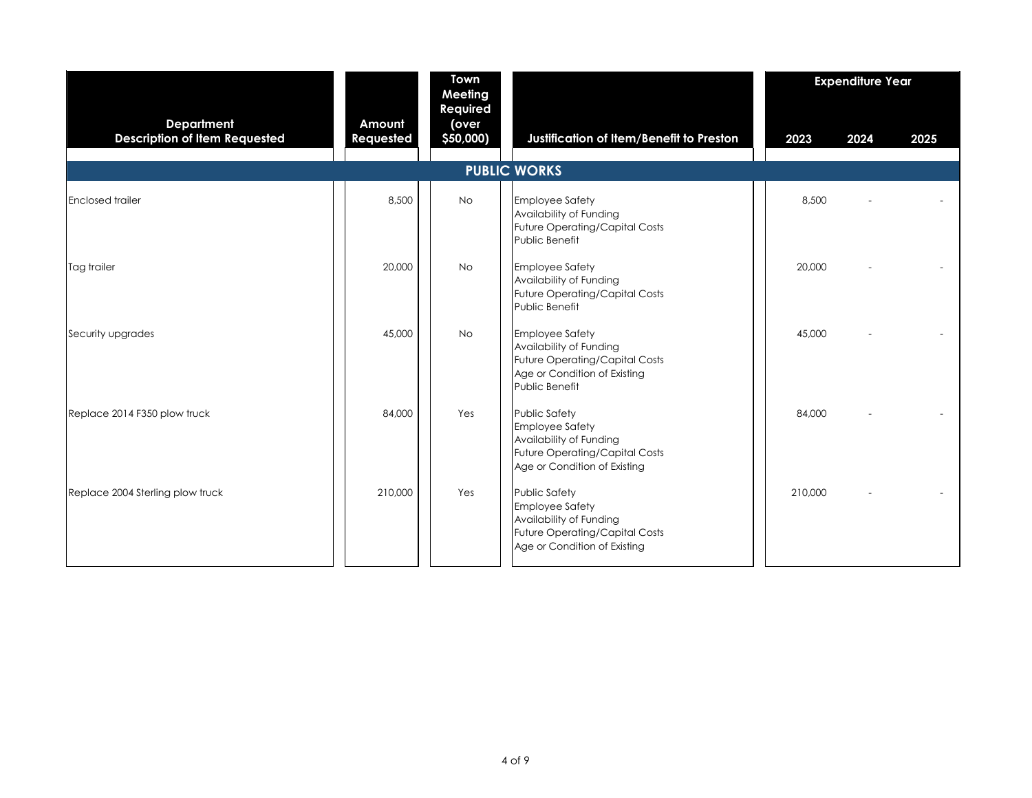| Department<br>Description of Item Requested | Amount Requested | Town Meeting Required (over $50,000) | Justification of Item/Benefit to Preston | Expenditure Year 2023 | 2024 | 2025 |
|---|---|---|---|---|---|---|
| **PUBLIC WORKS** | | | | | | |
| Enclosed trailer | 8,500 | No | Employee Safety<br>Availability of Funding<br>Future Operating/Capital Costs<br>Public Benefit | 8,500 | - | - |
| Tag trailer | 20,000 | No | Employee Safety<br>Availability of Funding<br>Future Operating/Capital Costs<br>Public Benefit | 20,000 | - | - |
| Security upgrades | 45,000 | No | Employee Safety<br>Availability of Funding<br>Future Operating/Capital Costs<br>Age or Condition of Existing<br>Public Benefit | 45,000 | - | - |
| Replace 2014 F350 plow truck | 84,000 | Yes | Public Safety<br>Employee Safety<br>Availability of Funding<br>Future Operating/Capital Costs<br>Age or Condition of Existing | 84,000 | - | - |
| Replace 2004 Sterling plow truck | 210,000 | Yes | Public Safety<br>Employee Safety<br>Availability of Funding<br>Future Operating/Capital Costs<br>Age or Condition of Existing | 210,000 | - | - |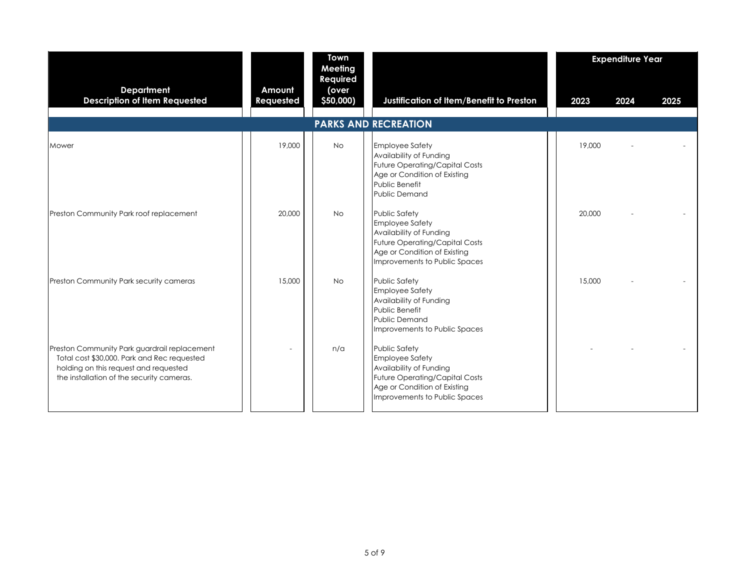| Department<br>Description of Item Requested | Amount Requested | Town Meeting Required (over $50,000) | Justification of Item/Benefit to Preston | Expenditure Year 2023 | 2024 | 2025 |
|---|---|---|---|---|---|---|
| **PARKS AND RECREATION** | | | | | | |
| Mower | 19,000 | No | Employee Safety<br>Availability of Funding<br>Future Operating/Capital Costs<br>Age or Condition of Existing<br>Public Benefit<br>Public Demand | 19,000 | - | - |
| Preston Community Park roof replacement | 20,000 | No | Public Safety<br>Employee Safety<br>Availability of Funding<br>Future Operating/Capital Costs<br>Age or Condition of Existing<br>Improvements to Public Spaces | 20,000 | - | - |
| Preston Community Park security cameras | 15,000 | No | Public Safety<br>Employee Safety<br>Availability of Funding<br>Public Benefit<br>Public Demand<br>Improvements to Public Spaces | 15,000 | - | - |
| Preston Community Park guardrail replacement<br>Total cost $30,000. Park and Rec requested holding on this request and requested the installation of the security cameras. | - | n/a | Public Safety<br>Employee Safety<br>Availability of Funding<br>Future Operating/Capital Costs<br>Age or Condition of Existing<br>Improvements to Public Spaces | - | - | - |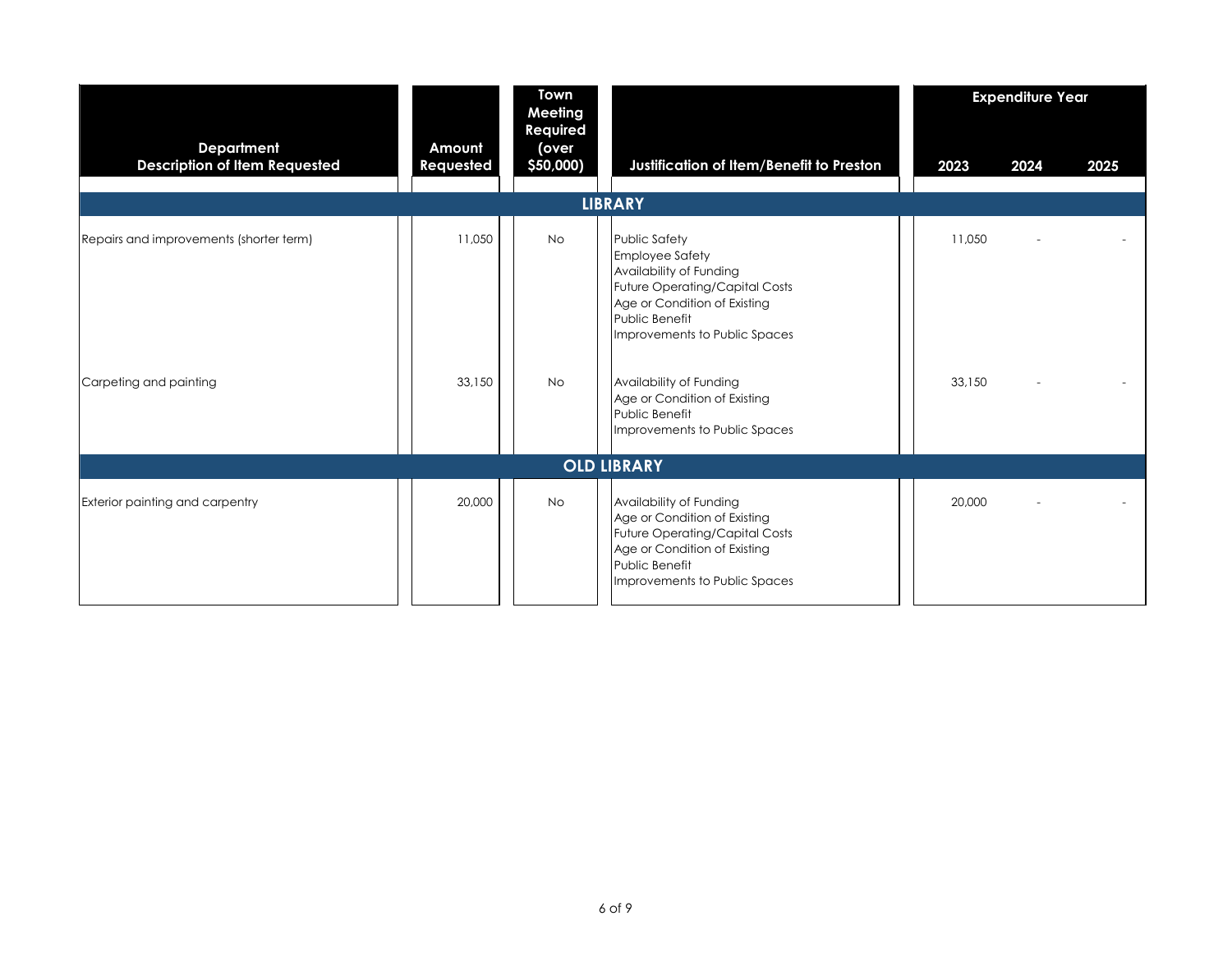| Department<br>Description of Item Requested | Amount Requested | Town Meeting Required (over $50,000) | Justification of Item/Benefit to Preston | Expenditure Year<br>2023 | <br>2024 | <br>2025 |
|---|---|---|---|---|---|---|
| **LIBRARY** | | | | | | |
| Repairs and improvements (shorter term) | 11,050 | No | Public Safety<br>Employee Safety<br>Availability of Funding<br>Future Operating/Capital Costs<br>Age or Condition of Existing<br>Public Benefit<br>Improvements to Public Spaces | 11,050 | - | - |
| Carpeting and painting | 33,150 | No | Availability of Funding<br>Age or Condition of Existing<br>Public Benefit<br>Improvements to Public Spaces | 33,150 | - | - |
| **OLD LIBRARY** | | | | | | |
| Exterior painting and carpentry | 20,000 | No | Availability of Funding<br>Age or Condition of Existing<br>Future Operating/Capital Costs<br>Age or Condition of Existing<br>Public Benefit<br>Improvements to Public Spaces | 20,000 | - | - |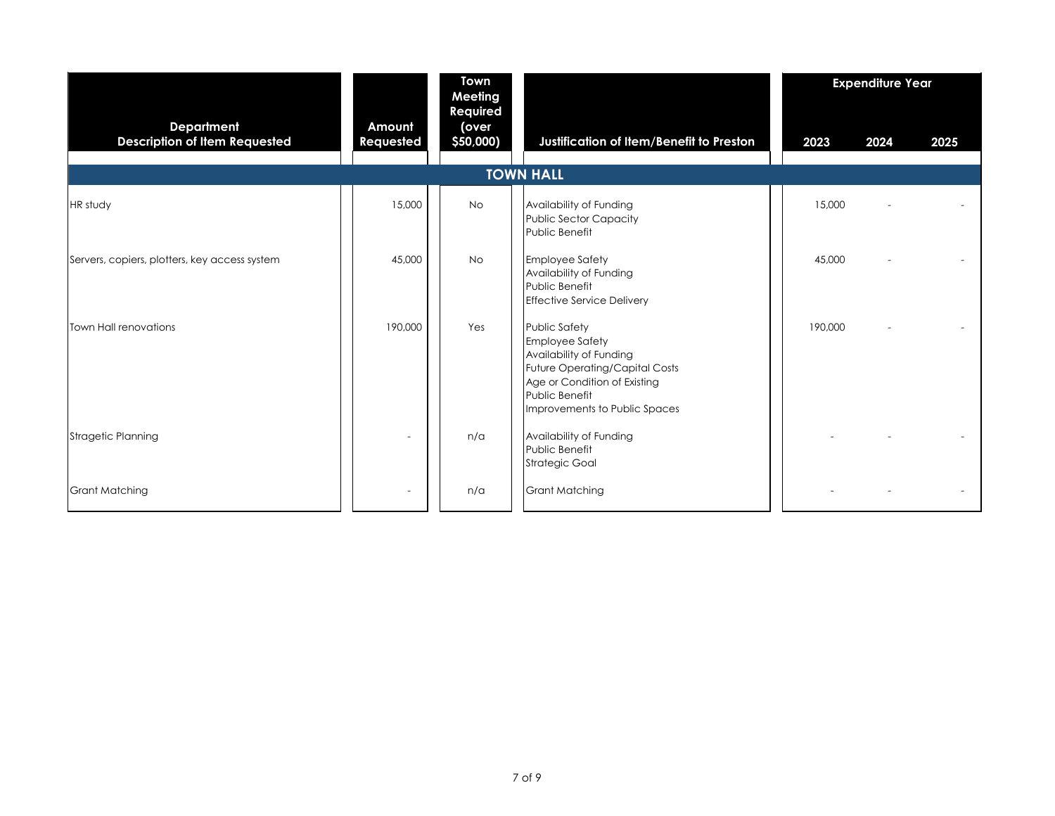| Department<br>Description of Item Requested | Amount Requested | Town Meeting Required (over $50,000) | Justification of Item/Benefit to Preston | Expenditure Year 2023 | 2024 | 2025 |
|---|---|---|---|---|---|---|
| **TOWN HALL** | | | | | | |
| HR study | 15,000 | No | Availability of Funding<br>Public Sector Capacity<br>Public Benefit | 15,000 | - | - |
| Servers, copiers, plotters, key access system | 45,000 | No | Employee Safety<br>Availability of Funding<br>Public Benefit<br>Effective Service Delivery | 45,000 | - | - |
| Town Hall renovations | 190,000 | Yes | Public Safety<br>Employee Safety<br>Availability of Funding<br>Future Operating/Capital Costs<br>Age or Condition of Existing<br>Public Benefit<br>Improvements to Public Spaces | 190,000 | - | - |
| Stragetic Planning | - | n/a | Availability of Funding<br>Public Benefit<br>Strategic Goal | - | - | - |
| Grant Matching | - | n/a | Grant Matching | - | - | - |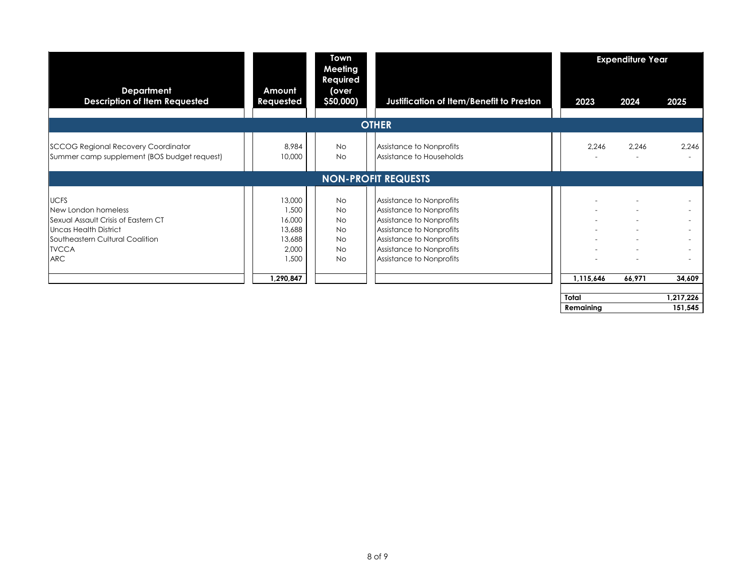| Department<br>Description of Item Requested | Amount Requested | Town Meeting Required (over $50,000) | Justification of Item/Benefit to Preston | Expenditure Year 2023 | 2024 | 2025 |
|---|---|---|---|---|---|---|
| **OTHER** | | | | | | |
| SCCOG Regional Recovery Coordinator | 8,984 | No | Assistance to Nonprofits | 2,246 | 2,246 | 2,246 |
| Summer camp supplement (BOS budget request) | 10,000 | No | Assistance to Households | - | - | - |
| **NON-PROFIT REQUESTS** | | | | | | |
| UCFS | 13,000 | No | Assistance to Nonprofits | - | - | - |
| New London homeless | 1,500 | No | Assistance to Nonprofits | - | - | - |
| Sexual Assault Crisis of Eastern CT | 16,000 | No | Assistance to Nonprofits | - | - | - |
| Uncas Health District | 13,688 | No | Assistance to Nonprofits | - | - | - |
| Southeastern Cultural Coalition | 13,688 | No | Assistance to Nonprofits | - | - | - |
| TVCCA | 2,000 | No | Assistance to Nonprofits | - | - | - |
| ARC | 1,500 | No | Assistance to Nonprofits | - | - | - |
| | **1,290,847** | | | **1,115,646** | **66,971** | **34,609** |

| | |
|---|---|
| **Total** | **1,217,226** |
| **Remaining** | **151,545** |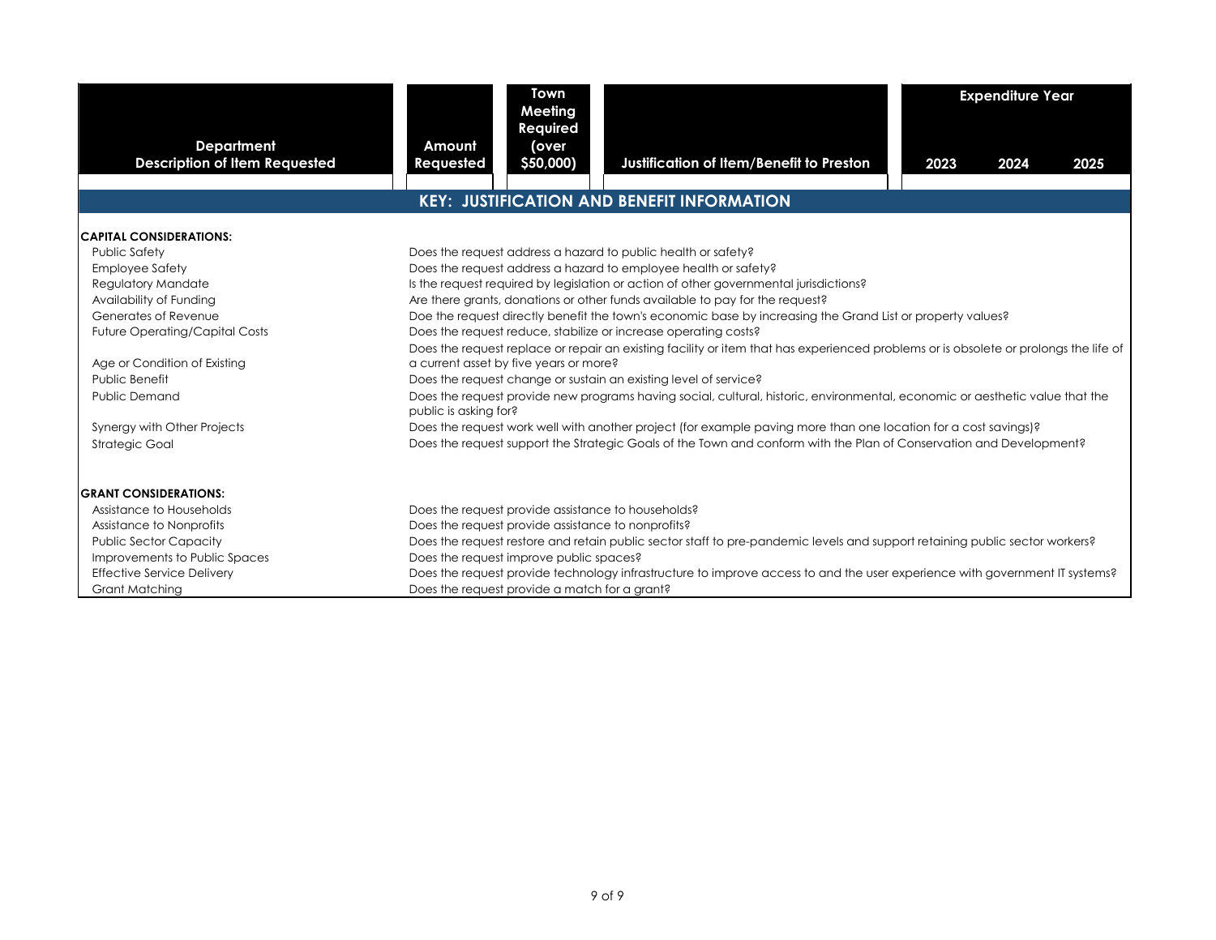| Department<br>Description of Item Requested | Amount Requested | Town Meeting Required (over $50,000) | Justification of Item/Benefit to Preston | Expenditure Year 2023 | 2024 | 2025 |
|---|---|---|---|---|---|---|

## KEY: JUSTIFICATION AND BENEFIT INFORMATION

**CAPITAL CONSIDERATIONS:**

| | |
|---|---|
| Public Safety | Does the request address a hazard to public health or safety? |
| Employee Safety | Does the request address a hazard to employee health or safety? |
| Regulatory Mandate | Is the request required by legislation or action of other governmental jurisdictions? |
| Availability of Funding | Are there grants, donations or other funds available to pay for the request? |
| Generates of Revenue | Doe the request directly benefit the town's economic base by increasing the Grand List or property values? |
| Future Operating/Capital Costs | Does the request reduce, stabilize or increase operating costs? |
| Age or Condition of Existing | Does the request replace or repair an existing facility or item that has experienced problems or is obsolete or prolongs the life of a current asset by five years or more? |
| Public Benefit | Does the request change or sustain an existing level of service? |
| Public Demand | Does the request provide new programs having social, cultural, historic, environmental, economic or aesthetic value that the public is asking for? |
| Synergy with Other Projects | Does the request work well with another project (for example paving more than one location for a cost savings)? |
| Strategic Goal | Does the request support the Strategic Goals of the Town and conform with the Plan of Conservation and Development? |

**GRANT CONSIDERATIONS:**

| | |
|---|---|
| Assistance to Households | Does the request provide assistance to households? |
| Assistance to Nonprofits | Does the request provide assistance to nonprofits? |
| Public Sector Capacity | Does the request restore and retain public sector staff to pre-pandemic levels and support retaining public sector workers? |
| Improvements to Public Spaces | Does the request improve public spaces? |
| Effective Service Delivery | Does the request provide technology infrastructure to improve access to and the user experience with government IT systems? |
| Grant Matching | Does the request provide a match for a grant? |